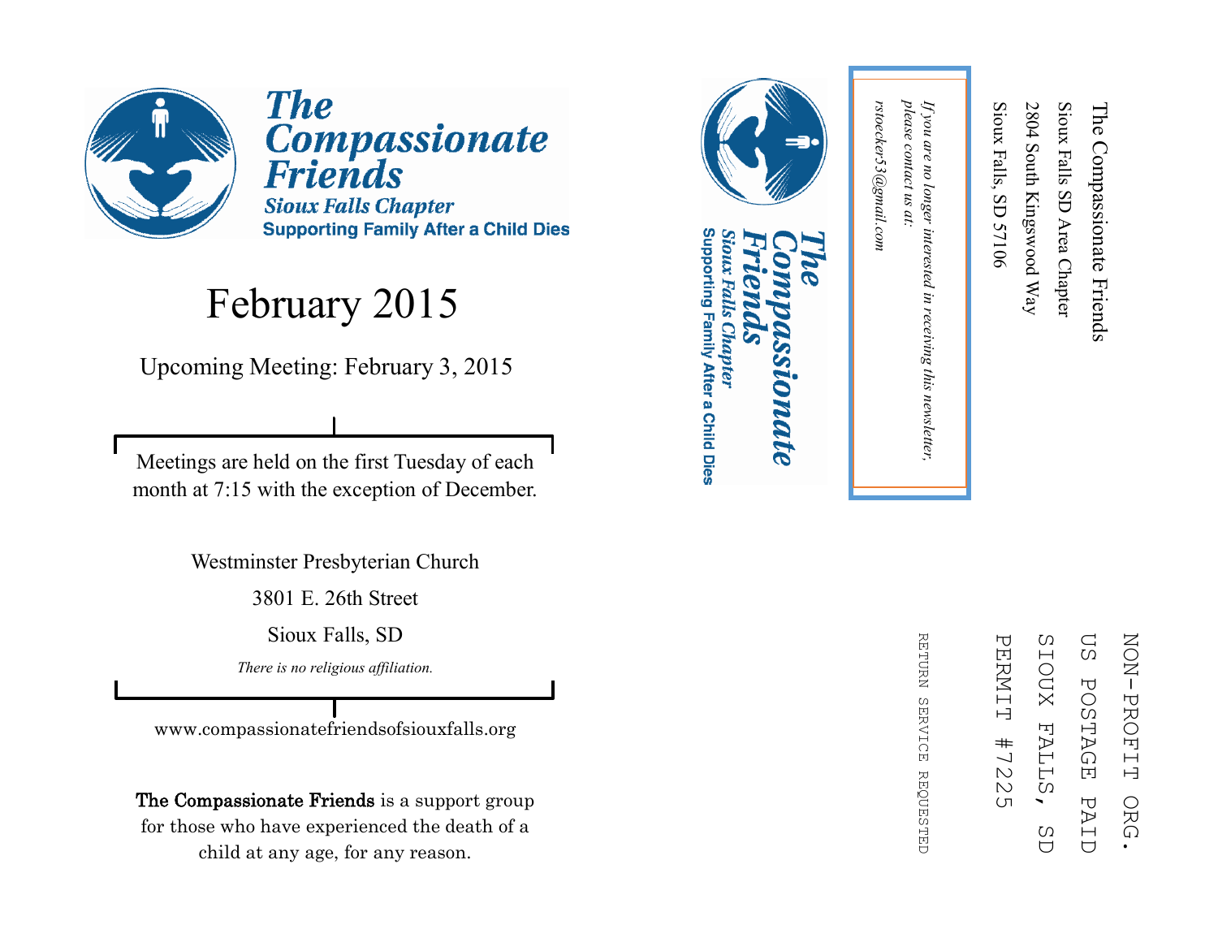# The Compassionate Friends

**Sioux Falls Chapter**

**Supporting Family After a Child Dies**

# February 2015

Upcoming Meeting: February 3, 2015

Meetings are held on the first Tuesday of each month at 7:15 with the exception of December.

Westminster Presbyterian Church

3801 E. 26th Street

Sioux Falls, SD

*There is no religious affiliation.*

www.compassionatefriendsofsiouxfalls.org

**The Compassionate Friends** is a support group for those who have experienced the death of a child at any age, for any reason.

---

**The Compassionate Friends**

*Sioux Falls Chapter*

**Supporting Family After a Child Dies**

*If you are no longer interested in receiving this newsletter, please contact us at:*

*rstoecker53@gmail.com*

The Compassionate Friends

Sioux Falls SD Area Chapter

2804 South Kingswood Way

Sioux Falls, SD 57106

NON-PROFIT ORG.

US POSTAGE PAID

SIOUX FALLS, SD

PERMIT #7225

RETURN SERVICE REQUESTED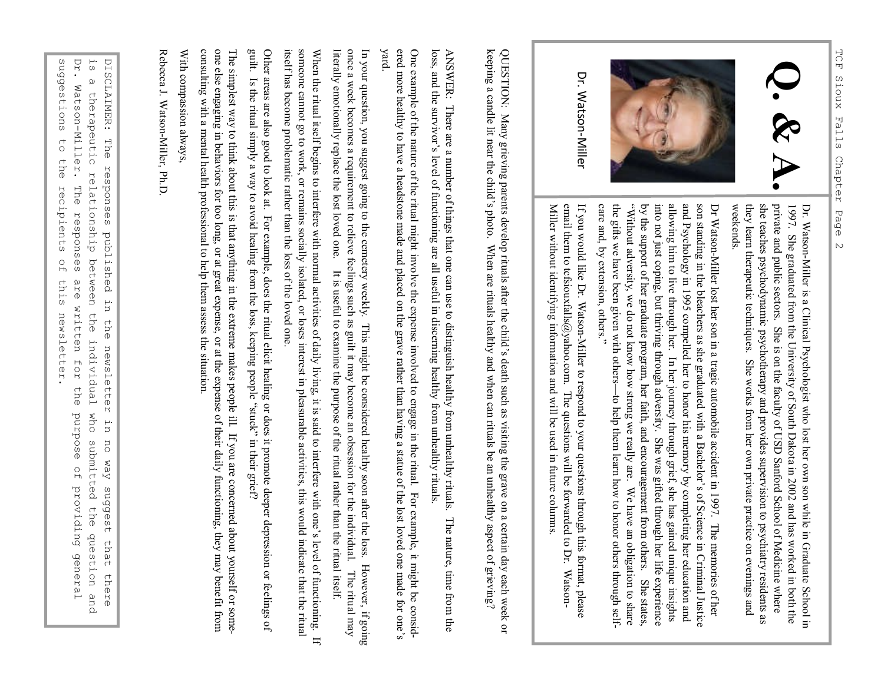# Q. & A.

Dr. Watson-Miller

Dr. Watson-Miller is a Clinical Psychologist who lost her own son while in Graduate School in 1997. She graduated from the University of South Dakota in 2002 and has worked in both the private and public sectors. She is on the faculty of USD Sanford School of Medicine where she teaches psychodynamic psychotherapy and provides supervision to psychiatry residents as they learn therapeutic techniques. She works from her own private practice on evenings and weekends.

Dr Watson-Miller lost her son in a tragic automobile accident in 1997. The memories of her son standing in the bleachers as she graduated with a Bachelor's of Science in Criminal Justice and Psychology in 1995 compelled her to honor his memory by completing her education and allowing him to live through her. In her journey through grief, she has gained unique insights into not just coping, but thriving through adversity. She was gifted through her life experience by the support of her graduate program, her faith, and encouragement from others. She states, "Without adversity, we do not know how strong we really are. We have an obligation to share the gifts we have been given with others—to help them learn how to honor others through self-care and, by extension, others."

If you would like Dr. Watson-Miller to respond to your questions through this format, please email them to tcfsiouxfalls@yahoo.com. The questions will be forwarded to Dr. Watson-Miller without identifying information and will be used in future columns.

QUESTION: Many grieving parents develop rituals after the child's death such as visiting the grave on a certain day each week or keeping a candle lit near the child's photo. When are rituals healthy and when can rituals be an unhealthy aspect of grieving?

ANSWER: There are a number of things that one can use to distinguish healthy from unhealthy rituals. The nature, time from the loss, and the survivor's level of functioning are all useful in discerning healthy from unhealthy rituals.

One example of the nature of the ritual might involve the expense involved to engage in the ritual. For example, it might be considered more healthy to have a headstone made and placed on the grave rather than having a statue of the lost loved one made for one's yard.

In your question, you suggest going to the cemetery weekly. This might be considered healthy soon after the loss. However, if going once a week becomes a requirement to relieve feelings such as guilt it may become an obsession for the individual. The ritual may literally emotionally replace the lost loved one. It is useful to examine the purpose of the ritual rather than the ritual itself.

When the ritual itself begins to interfere with normal activities of daily living, it is said to interfere with one's level of functioning. If someone cannot go to work, or remains socially isolated, or loses interest in pleasurable activities, this would indicate that the ritual itself has become problematic rather than the loss of the loved one.

Other areas are also good to look at. For example, does the ritual elicit healing or does it promote deeper depression or feelings of guilt. Is the ritual simply a way to avoid healing from the loss, keeping people "stuck" in their grief?

The simplest way to think about this is that anything in the extreme makes people ill. If you are concerned about yourself or someone else engaging in behaviors for too long, or at great expense, or at the expense of their daily functioning, they may benefit from consulting with a mental health professional to help them assess the situation.

With compassion always,

Rebecca J. Watson-Miller, Ph.D.

DISCLAIMER: The responses published in the newsletter in no way suggest that there is a therapeutic relationship between the individual who submitted the question and Dr. Watson-Miller. The responses are written for the purpose of providing general suggestions to the recipients of this newsletter.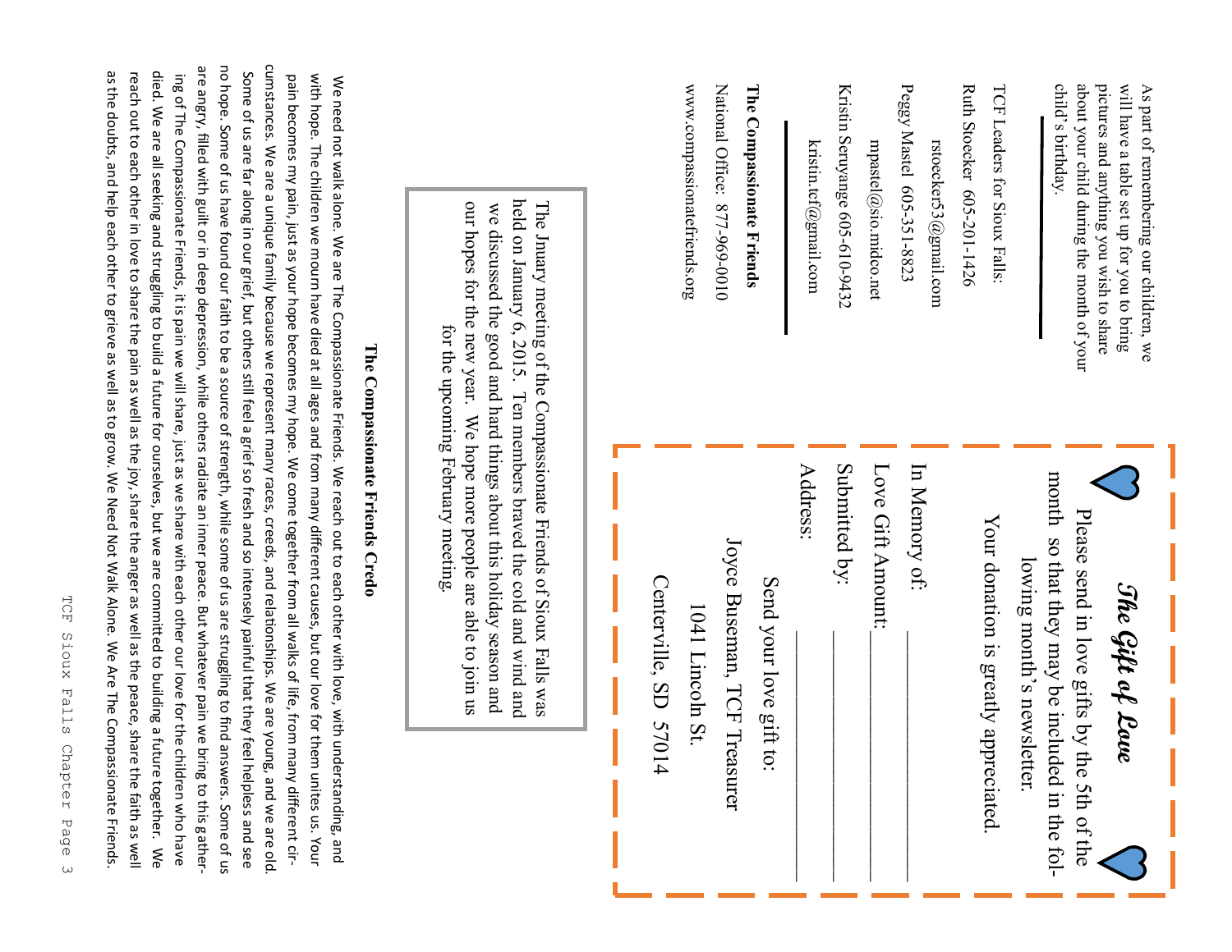As part of remembering our children, we will have a table set up for you to bring pictures and anything you wish to share about your child during the month of your child's birthday.

---

TCF Leaders for Sioux Falls:

Ruth Stoecker 605-201-1426

rstoecker53@gmail.com

Peggy Mastel 605-351-8823

mpastel@sio.midco.net

Kristin Seruyange 605-610-9432

kristin.tcf@gmail.com

---

**The Compassionate Friends**

National Office: 877-969-0010

www.compassionatefriends.org

---

The Jnuary meeting of the Compassionate Friends of Sioux Falls was held on January 6, 2015. Ten members braved the cold and wind and we discussed the good and hard things about this holiday season and our hopes for the new year. We hope more people are able to join us for the upcoming February meeting.

---

## *The Gift of Love*

Please send in love gifts by the 5th of the month so that they may be included in the following month's newsletter.

Your donation is greatly appreciated.

In Memory of: ____________________

Love Gift Amount: ____________________

Submitted by: ____________________

Address: ____________________

Send your love gift to:

Joyce Buseman, TCF Treasurer

1041 Lincoln St.

Centerville, SD 57014

---

## The Compassionate Friends Credo

We need not walk alone. We are The Compassionate Friends. We reach out to each other with love, with understanding, and with hope. The children we mourn have died at all ages and from many different causes, but our love for them unites us. Your pain becomes my pain, just as your hope becomes my hope. We come together from all walks of life, from many different circumstances. We are a unique family because we represent many races, creeds, and relationships. We are young, and we are old. Some of us are far along in our grief, but others still feel a grief so fresh and so intensely painful that they feel helpless and see no hope. Some of us have found our faith to be a source of strength, while some of us are struggling to find answers. Some of us are angry, filled with guilt or in deep depression, while others radiate an inner peace. But whatever pain we bring to this gathering of The Compassionate Friends, it is pain we will share, just as we share with each other our love for the children who have died. We are all seeking and struggling to build a future for ourselves, but we are committed to building a future together. We reach out to each other in love to share the pain as well as the joy, share the anger as well as the peace, share the faith as well as the doubts, and help each other to grieve as well as to grow. We Need Not Walk Alone. We Are The Compassionate Friends.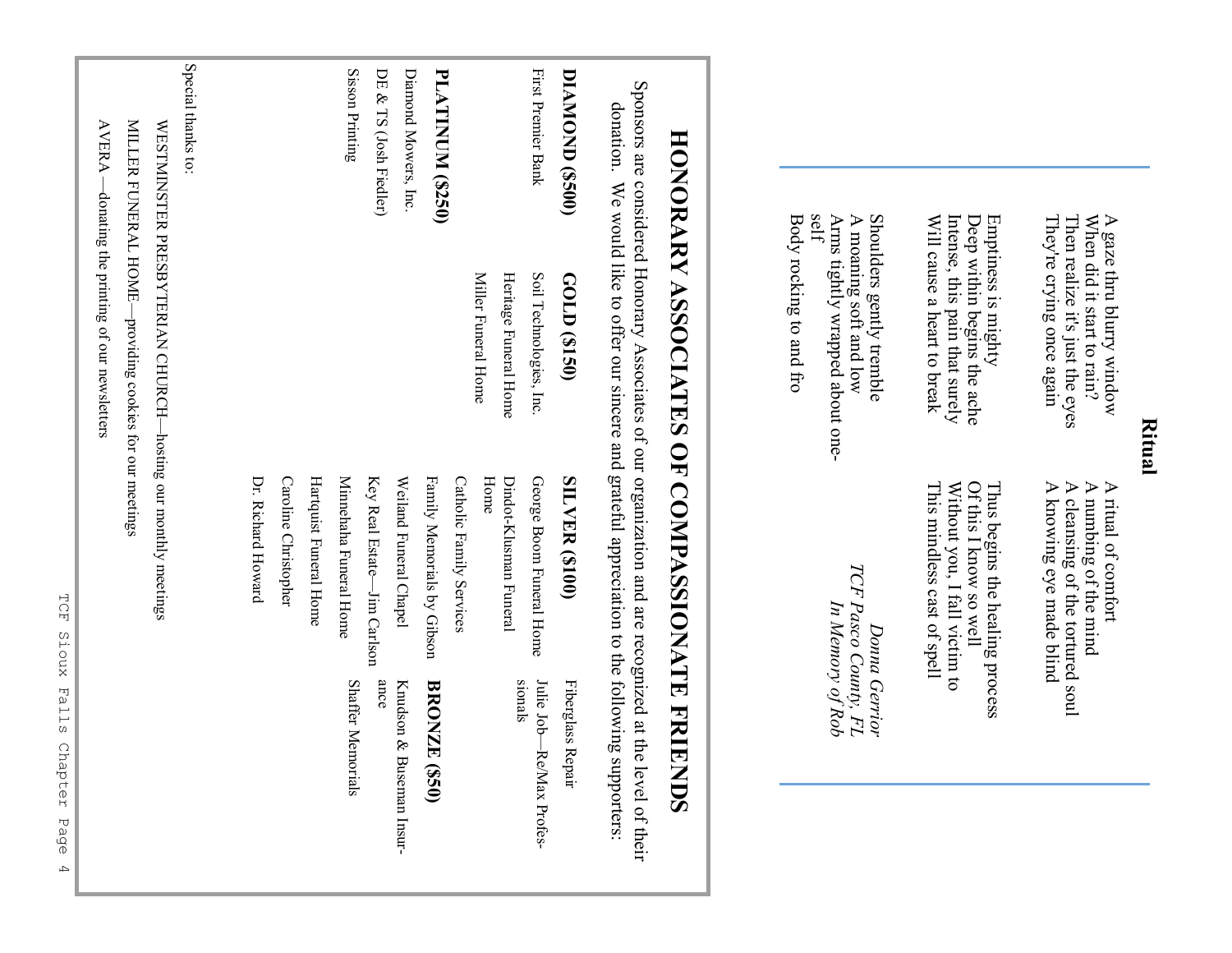## Ritual

A gaze thru blurry window
When did it start to rain?
Then realize it's just the eyes
They're crying once again

Emptiness is mighty
Deep within begins the ache
Intense, this pain that surely
Will cause a heart to break

Shoulders gently tremble
A moaning soft and low
Arms tightly wrapped about one-self
Body rocking to and fro

A ritual of comfort
A numbing of the mind
A cleansing of the tortured soul
A knowing eye made blind

Thus begins the healing process
Of this I know so well
Without you, I fall victim to
This mindless cast of spell

*Donna Gerrior*
*TCF Pasco County, FL*
*In Memory of Rob*

# HONORARY ASSOCIATES OF COMPASSIONATE FRIENDS

Sponsors are considered Honorary Associates of our organization and are recognized at the level of their donation. We would like to offer our sincere and grateful appreciation to the following supporters:

**DIAMOND ($500)**

First Premier Bank

**PLATINUM ($250)**

Diamond Mowers, Inc.
DE & TS (Josh Fiedler)
Sisson Printing

**GOLD ($150)**

Soil Technologies, Inc.
Heritage Funeral Home
Miller Funeral Home

**SILVER ($100)**

George Boom Funeral Home
Dindot-Klusman Funeral Home
Catholic Family Services
Family Memorials by Gibson
Weiland Funeral Chapel
Key Real Estate—Jim Carlson
Minnehaha Funeral Home
Hartquist Funeral Home
Caroline Christopher
Dr. Richard Howard

Fiberglass Repair
Julie Job—Re/Max Professionals

**BRONZE ($50)**

Knudson & Buseman Insurance
Shaffer Memorials

Special thanks to:

WESTMINSTER PRESBYTERIAN CHURCH—hosting our monthly meetings

MILLER FUNERAL HOME—providing cookies for our meetings

AVERA —donating the printing of our newsletters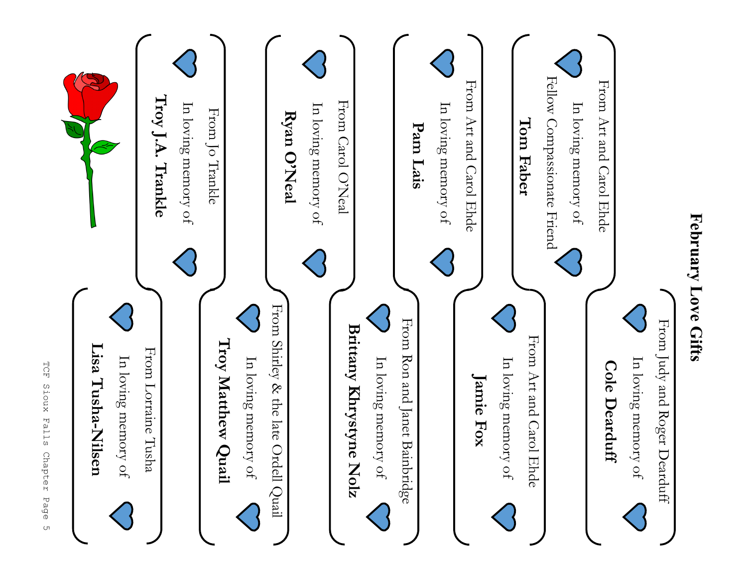# February Love Gifts

From Art and Carol Ehde
In loving memory of
Fellow Compassionate Friend
**Tom Faber**

From Art and Carol Ehde
In loving memory of
**Pam Lais**

From Carol O'Neal
In loving memory of
**Ryan O'Neal**

From Jo Trankle
In loving memory of
**Troy J.A. Trankle**

From Judy and Roger Dearduff
In loving memory of
**Cole Dearduff**

From Art and Carol Ehde
In loving memory of
**Jamie Fox**

From Ron and Janet Bainbridge
In loving memory of
**Brittany Khrystyne Nolz**

From Shirley & the late Ordell Quail
In loving memory of
**Troy Matthew Quail**

From Lorraine Tusha
In loving memory of
**Lisa Tusha-Nilsen**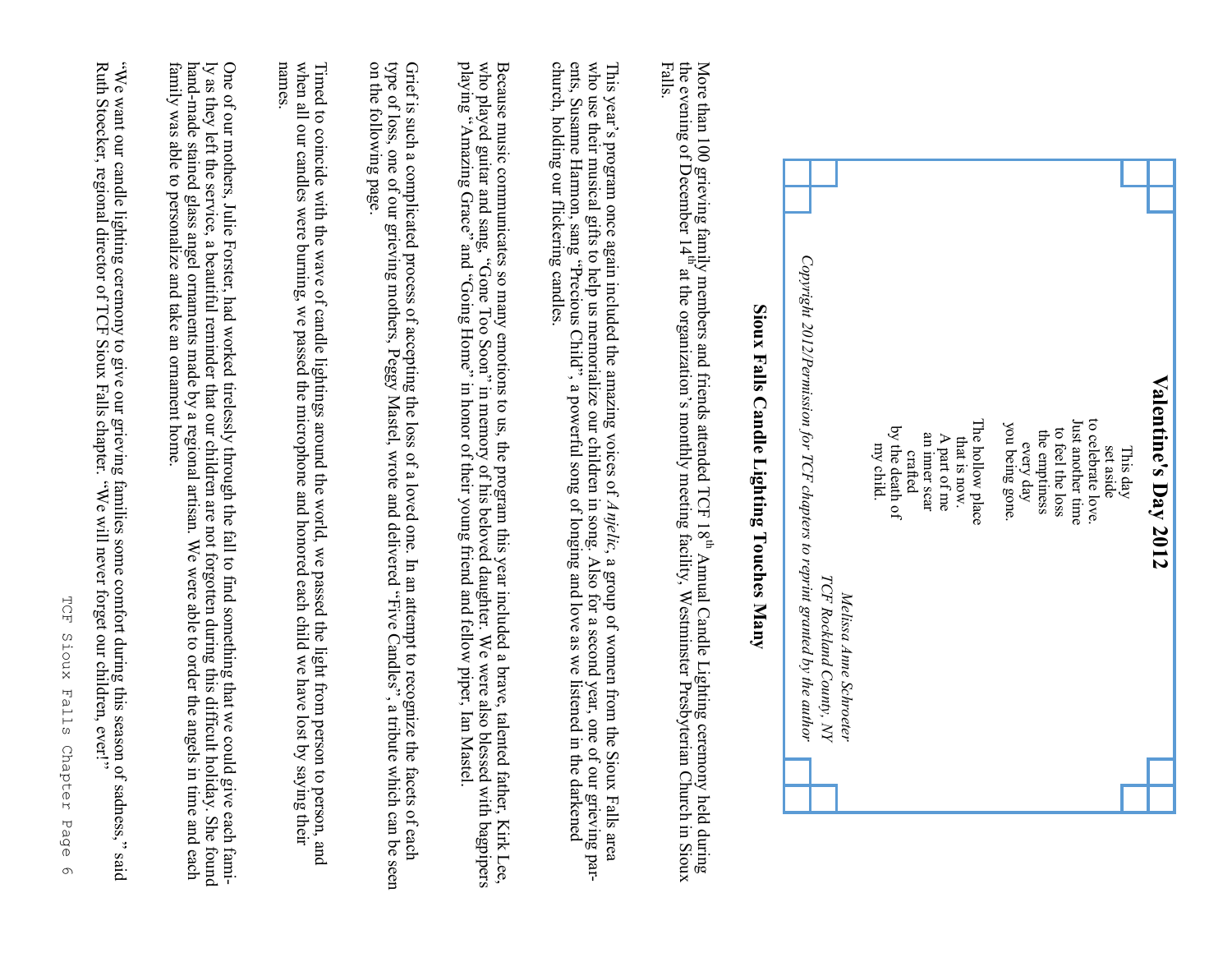## Valentine's Day 2012

This day  
set aside  
to celebrate love.  
Just another time  
to feel the loss  
the emptiness  
every day  
you being gone.

The hollow place  
that is now.  
A part of me  
an inner scar  
crafted  
by the death of  
my child.

*Melissa Anne Schroeter*  
*TCF Rockland County, NY*  
*Copyright 2012/Permission for TCF chapters to reprint granted by the author*

## Sioux Falls Candle Lighting Touches Many

More than 100 grieving family members and friends attended TCF 18th Annual Candle Lighting ceremony held during the evening of December 14th at the organization's monthly meeting facility, Westminster Presbyterian Church in Sioux Falls.

This year's program once again included the amazing voices of *Anjelic*, a group of women from the Sioux Falls area who use their musical gifts to help us memorialize our children in song. Also for a second year, one of our grieving parents, Susanne Hamon, sang "Precious Child", a powerful song of longing and love as we listened in the darkened church, holding our flickering candles.

Because music communicates so many emotions to us, the program this year included a brave, talented father, Kirk Lee, who played guitar and sang, "Gone Too Soon" in memory of his beloved daughter. We were also blessed with bagpipers playing "Amazing Grace" and "Going Home" in honor of their young friend and fellow piper, Ian Mastel.

Grief is such a complicated process of accepting the loss of a loved one. In an attempt to recognize the facets of each type of loss, one of our grieving mothers, Peggy Mastel, wrote and delivered "Five Candles", a tribute which can be seen on the following page.

Timed to coincide with the wave of candle lightings around the world, we passed the light from person to person, and when all our candles were burning, we passed the microphone and honored each child we have lost by saying their names.

One of our mothers, Julie Forster, had worked tirelessly through the fall to find something that we could give each family as they left the service, a beautiful reminder that our children are not forgotten during this difficult holiday. She found hand-made stained glass angel ornaments made by a regional artisan. We were able to order the angels in time and each family was able to personalize and take an ornament home.

"We want our candle lighting ceremony to give our grieving families some comfort during this season of sadness," said Ruth Stoecker, regional director of TCF Sioux Falls chapter. "We will never forget our children, ever!"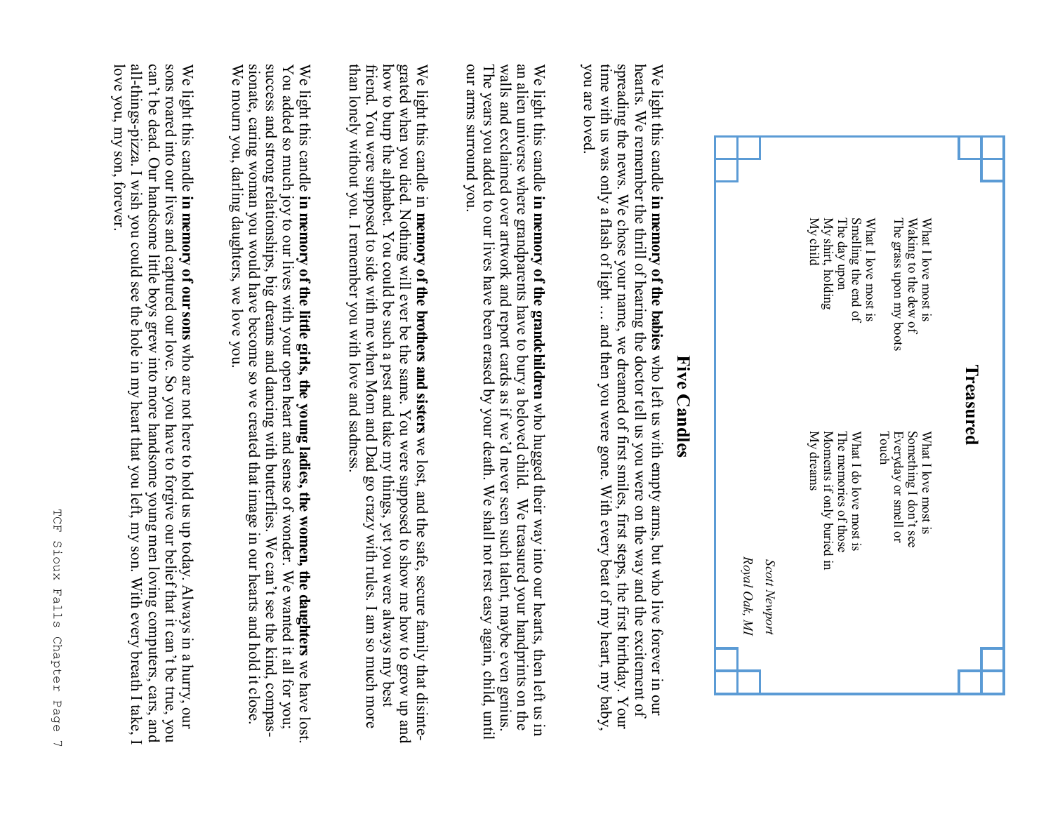## Treasured

What I love most is
Waking to the dew of
The grass upon my boots

What I love most is
Smelling the end of
The day upon
My shirt, holding
My child

What I love most is
Something I don't see
Everyday or smell or
Touch

What I do love most is
The memories of those
Moments if only buried in
My dreams

*Scott Newport*
*Royal Oak, MI*

## Five Candles

We light this candle **in memory of the babies** who left us with empty arms, but who live forever in our hearts. We remember the thrill of hearing the doctor tell us you were on the way and the excitement of spreading the news. We chose your name, we dreamed of first smiles, first steps, the first birthday. Your time with us was only a flash of light … and then you were gone. With every beat of my heart, my baby, you are loved.

We light this candle **in memory of the grandchildren** who hugged their way into our hearts, then left us in an alien universe where grandparents have to bury a beloved child. We treasured your handprints on the walls and exclaimed over artwork and report cards as if we'd never seen such talent, maybe even genius. The years you added to our lives have been erased by your death. We shall not rest easy again, child, until our arms surround you.

We light this candle in **memory of the brothers and sisters** we lost, and the safe, secure family that disintegrated when you died. Nothing will ever be the same. You were supposed to show me how to grow up and how to burp the alphabet. You could be such a pest and take my things, yet you were always my best friend. You were supposed to side with me when Mom and Dad go crazy with rules. I am so much more than lonely without you. I remember you with love and sadness.

We light this candle **in memory of the little girls, the young ladies, the women, the daughters** we have lost. You added so much joy to our lives with your open heart and sense of wonder. We wanted it all for you; success and strong relationships, big dreams and dancing with butterflies. We can't see the kind, compassionate, caring woman you would have become so we created that image in our hearts and hold it close. We mourn you, darling daughters, we love you.

We light this candle **in memory of our sons** who are not here to hold us up today. Always in a hurry, our sons roared into our lives and captured our love. So you have to forgive our belief that it can't be true, you can't be dead. Our handsome little boys grew into more handsome young men loving computers, cars, and all-things-pizza. I wish you could see the hole in my heart that you left, my son. With every breath I take, I love you, my son, forever.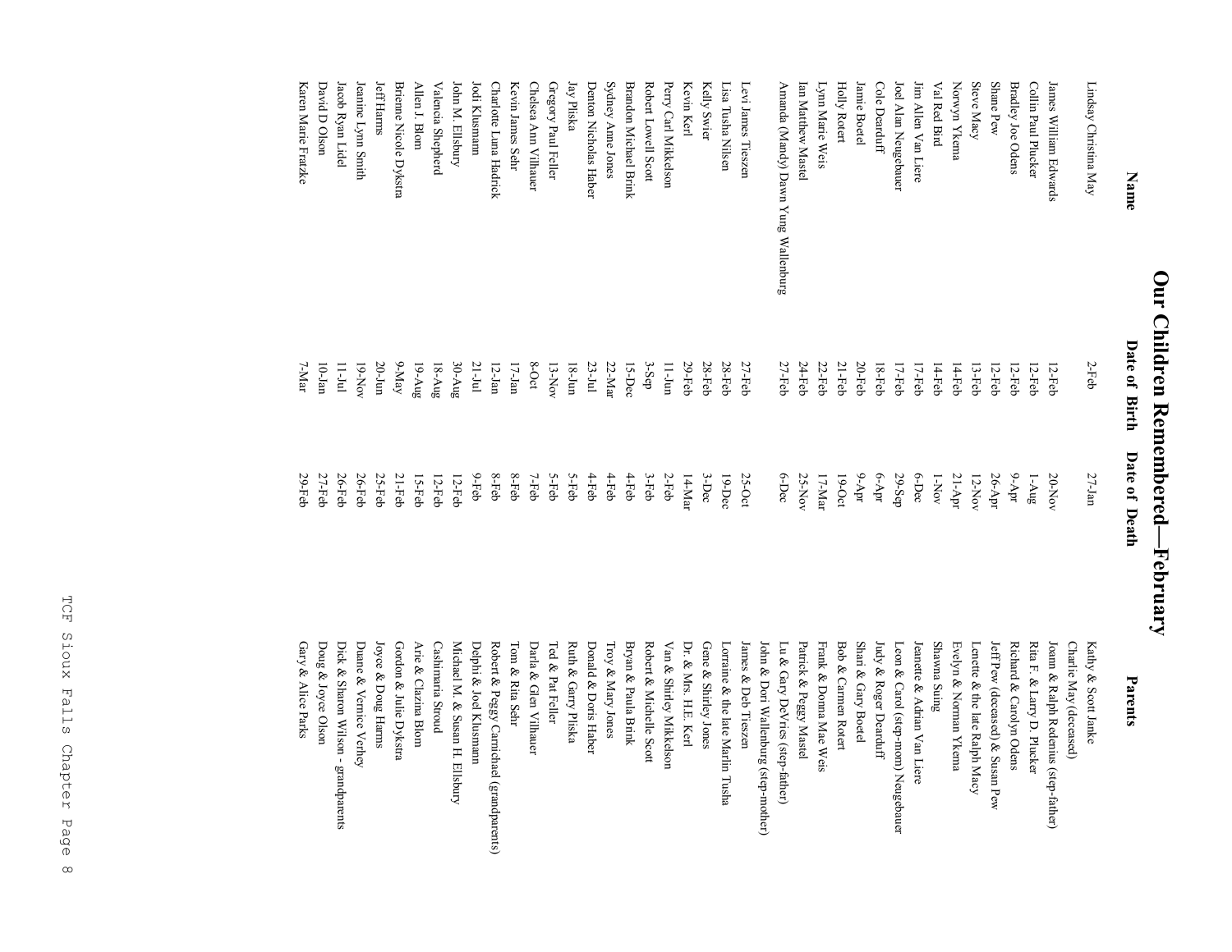# Our Children Remembered—February

| Name | Date of Birth | Date of Death | Parents |
|---|---|---|---|
| Lindsay Christina May | 2-Feb | 27-Jan | Kathy & Scott Janke |
| | | | Charlie May (deceased) |
| James William Edwards | 12-Feb | 20-Nov | Joann & Ralph Redenius (step-father) |
| Collin Paul Plucker | 12-Feb | 1-Aug | Rita F. & Larry D. Plucker |
| Bradley Joe Odens | 12-Feb | 9-Apr | Richard & Carolyn Odens |
| Shane Pew | 12-Feb | 26-Apr | Jeff Pew (deceased) & Susan Pew |
| Steve Macy | 13-Feb | 12-Nov | Lenette & the late Ralph Macy |
| Norwyn Ykema | 14-Feb | 21-Apr | Evelyn & Norman Ykema |
| Val Red Bird | 14-Feb | 1-Nov | Shawna Suing |
| Jim Allen Van Liere | 17-Feb | 6-Dec | Jeanette & Adrian Van Liere |
| Joel Alan Neugebauer | 17-Feb | 29-Sep | Leon & Carol (step-mom) Neugebauer |
| Cole Dearduff | 18-Feb | 6-Apr | Judy & Roger Dearduff |
| Jamie Boetel | 20-Feb | 9-Apr | Shari & Gary Boetel |
| Holly Rotert | 21-Feb | 19-Oct | Bob & Carmen Rotert |
| Lynn Marie Weis | 22-Feb | 17-Mar | Frank & Donna Mae Weis |
| Ian Matthew Mastel | 24-Feb | 25-Nov | Patrick & Peggy Mastel |
| Amanda (Mandy) Dawn Yung Wallenburg | 27-Feb | 6-Dec | Lu & Gary DeVries (step-father) |
| | | | John & Dori Wallenburg (step-mother) |
| Levi James Tieszen | 27-Feb | 25-Oct | James & Deb Tieszen |
| Lisa Tusha Nilsen | 28-Feb | 19-Dec | Lorraine & the late Marlin Tusha |
| Kelly Swier | 28-Feb | 3-Dec | Gene & Shirley Jones |
| Kevin Kerl | 29-Feb | 14-Mar | Dr. & Mrs. H.E. Kerl |
| Perry Carl Mikkelson | 11-Jun | 2-Feb | Van & Shirley Mikkelson |
| Robert Lowell Scott | 3-Sep | 3-Feb | Robert & Michelle Scott |
| Brandon Michael Brink | 15-Dec | 4-Feb | Bryan & Paula Brink |
| Sydney Anne Jones | 22-Mar | 4-Feb | Troy & Mary Jones |
| Denton Nicholas Haber | 23-Jul | 4-Feb | Donald & Doris Haber |
| Jay Pliska | 18-Jun | 5-Feb | Ruth & Garry Pliska |
| Gregory Paul Feller | 13-Nov | 5-Feb | Ted & Pat Feller |
| Chelsea Ann Vilhauer | 8-Oct | 7-Feb | Darla & Glen Vilhauer |
| Kevin James Sehr | 17-Jan | 8-Feb | Tom & Rita Sehr |
| Charlotte Luna Hadrick | 12-Jan | 8-Feb | Robert & Peggy Carmichael (grandparents) |
| Jodi Klusmann | 21-Jul | 9-Feb | Delphi & Joel Klusmann |
| John M. Ellsbury | 30-Aug | 12-Feb | Michael M. & Susan H. Ellsbury |
| Valencia Shepherd | 18-Aug | 12-Feb | Cashmaria Stroud |
| Allen J. Blom | 19-Aug | 15-Feb | Arie & Clazina Blom |
| Brienne Nicole Dykstra | 9-May | 21-Feb | Gordon & Julie Dykstra |
| Jeff Harms | 20-Jun | 25-Feb | Joyce & Doug Harms |
| Jeanine Lynn Smith | 19-Nov | 26-Feb | Duane & Vernice Verhey |
| Jacob Ryan Lidel | 11-Jul | 26-Feb | Dick & Sharon Wilson - grandparents |
| David D Olson | 10-Jan | 27-Feb | Doug & Joyce Olson |
| Karen Marie Fratzke | 7-Mar | 29-Feb | Gary & Alice Parks |